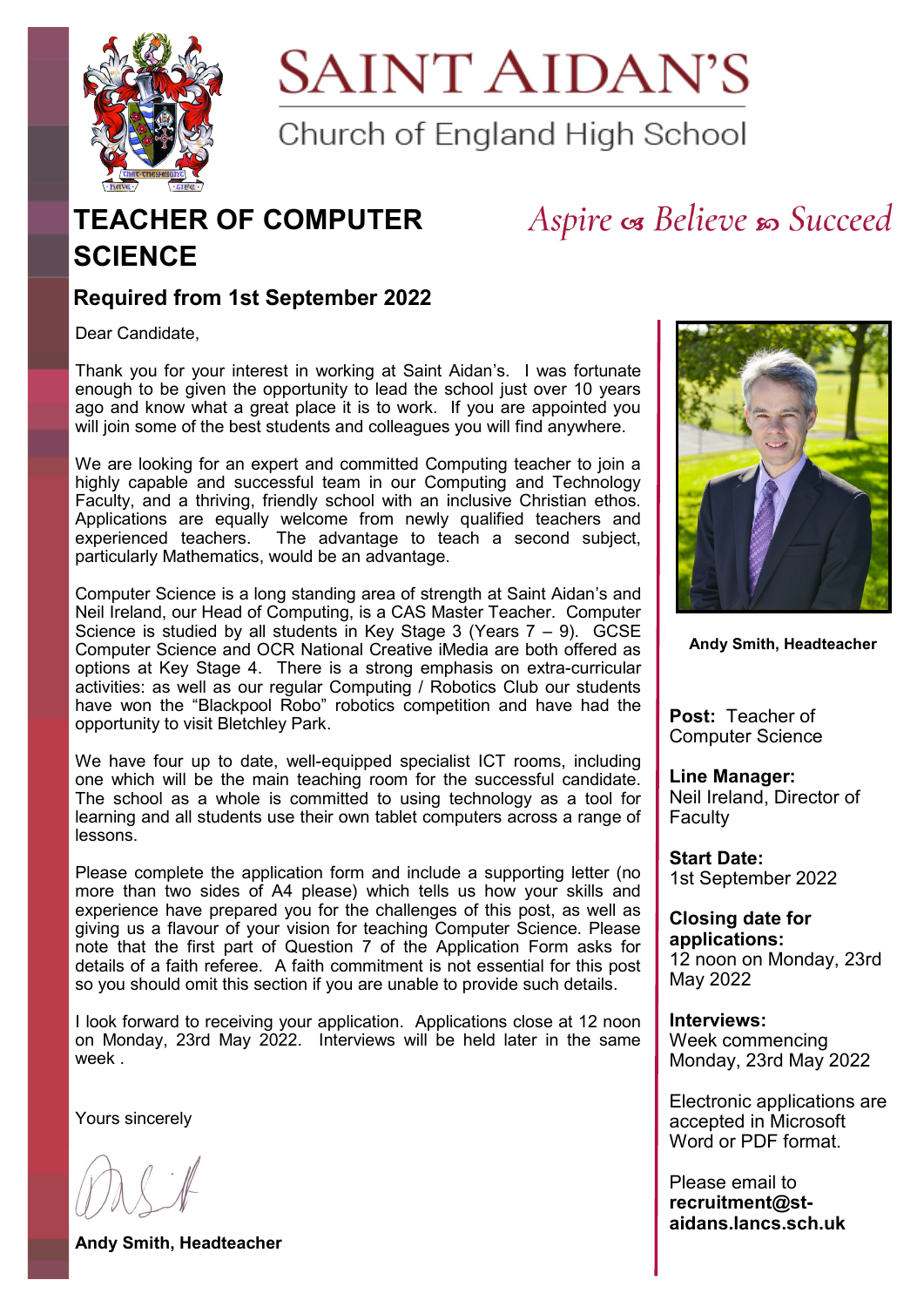# SAINT AIDAN'S

Church of England High School

*Aspire ❧ Believe ❧ Succeed*

# TEACHER OF COMPUTER SCIENCE

## Required from 1st September 2022

Dear Candidate,

Thank you for your interest in working at Saint Aidan's. I was fortunate enough to be given the opportunity to lead the school just over 10 years ago and know what a great place it is to work. If you are appointed you will join some of the best students and colleagues you will find anywhere.

We are looking for an expert and committed Computing teacher to join a highly capable and successful team in our Computing and Technology Faculty, and a thriving, friendly school with an inclusive Christian ethos. Applications are equally welcome from newly qualified teachers and experienced teachers. The advantage to teach a second subject, particularly Mathematics, would be an advantage.

Computer Science is a long standing area of strength at Saint Aidan's and Neil Ireland, our Head of Computing, is a CAS Master Teacher. Computer Science is studied by all students in Key Stage 3 (Years 7 – 9). GCSE Computer Science and OCR National Creative iMedia are both offered as options at Key Stage 4. There is a strong emphasis on extra-curricular activities: as well as our regular Computing / Robotics Club our students have won the "Blackpool Robo" robotics competition and have had the opportunity to visit Bletchley Park.

We have four up to date, well-equipped specialist ICT rooms, including one which will be the main teaching room for the successful candidate. The school as a whole is committed to using technology as a tool for learning and all students use their own tablet computers across a range of lessons.

Please complete the application form and include a supporting letter (no more than two sides of A4 please) which tells us how your skills and experience have prepared you for the challenges of this post, as well as giving us a flavour of your vision for teaching Computer Science. Please note that the first part of Question 7 of the Application Form asks for details of a faith referee. A faith commitment is not essential for this post so you should omit this section if you are unable to provide such details.

I look forward to receiving your application. Applications close at 12 noon on Monday, 23rd May 2022. Interviews will be held later in the same week .

Yours sincerely

**Andy Smith, Headteacher**

**Andy Smith, Headteacher**

**Post:** Teacher of Computer Science

**Line Manager:**
Neil Ireland, Director of Faculty

**Start Date:**
1st September 2022

**Closing date for applications:**
12 noon on Monday, 23rd May 2022

**Interviews:**
Week commencing Monday, 23rd May 2022

Electronic applications are accepted in Microsoft Word or PDF format.

Please email to **recruitment@st-aidans.lancs.sch.uk**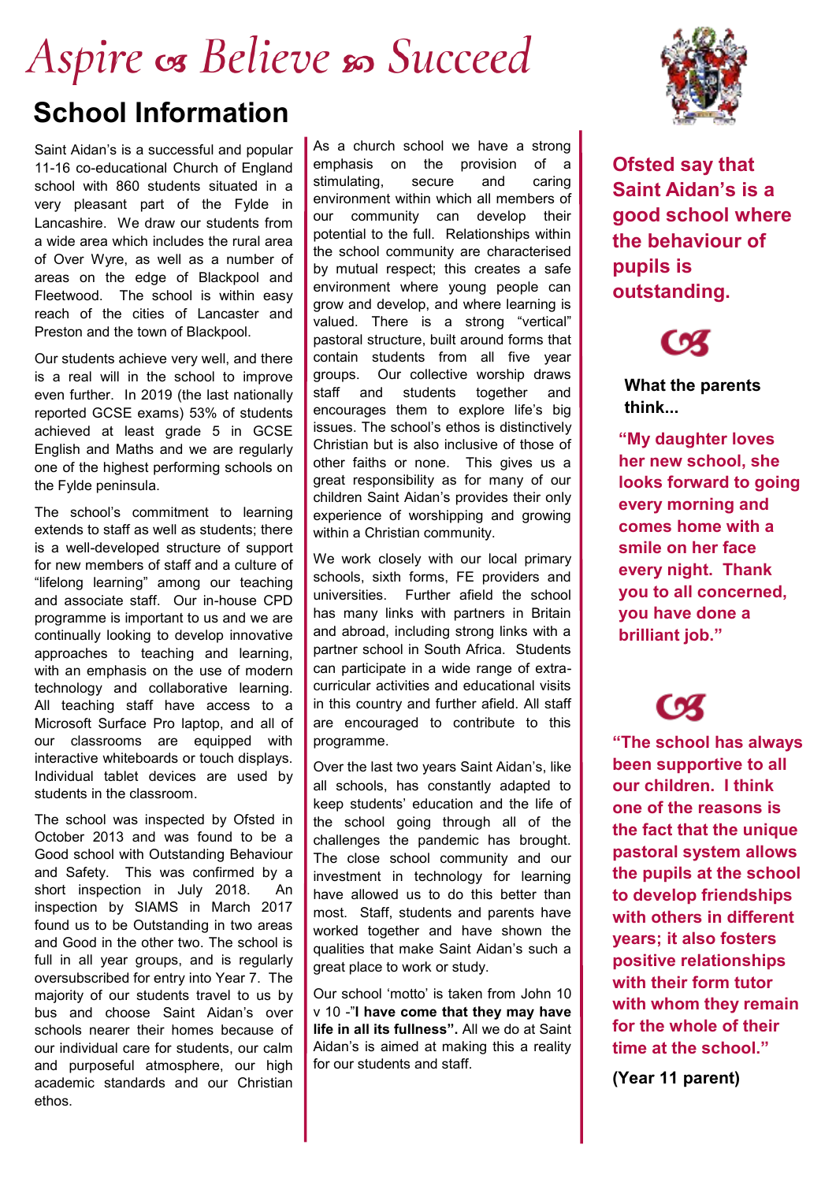# Aspire ⁂ Believe ⁂ Succeed

## School Information

Saint Aidan's is a successful and popular 11-16 co-educational Church of England school with 860 students situated in a very pleasant part of the Fylde in Lancashire. We draw our students from a wide area which includes the rural area of Over Wyre, as well as a number of areas on the edge of Blackpool and Fleetwood. The school is within easy reach of the cities of Lancaster and Preston and the town of Blackpool.

Our students achieve very well, and there is a real will in the school to improve even further. In 2019 (the last nationally reported GCSE exams) 53% of students achieved at least grade 5 in GCSE English and Maths and we are regularly one of the highest performing schools on the Fylde peninsula.

The school's commitment to learning extends to staff as well as students; there is a well-developed structure of support for new members of staff and a culture of "lifelong learning" among our teaching and associate staff. Our in-house CPD programme is important to us and we are continually looking to develop innovative approaches to teaching and learning, with an emphasis on the use of modern technology and collaborative learning. All teaching staff have access to a Microsoft Surface Pro laptop, and all of our classrooms are equipped with interactive whiteboards or touch displays. Individual tablet devices are used by students in the classroom.

The school was inspected by Ofsted in October 2013 and was found to be a Good school with Outstanding Behaviour and Safety. This was confirmed by a short inspection in July 2018. An inspection by SIAMS in March 2017 found us to be Outstanding in two areas and Good in the other two. The school is full in all year groups, and is regularly oversubscribed for entry into Year 7. The majority of our students travel to us by bus and choose Saint Aidan's over schools nearer their homes because of our individual care for students, our calm and purposeful atmosphere, our high academic standards and our Christian ethos.

As a church school we have a strong emphasis on the provision of a stimulating, secure and caring environment within which all members of our community can develop their potential to the full. Relationships within the school community are characterised by mutual respect; this creates a safe environment where young people can grow and develop, and where learning is valued. There is a strong "vertical" pastoral structure, built around forms that contain students from all five year groups. Our collective worship draws staff and students together and encourages them to explore life's big issues. The school's ethos is distinctively Christian but is also inclusive of those of other faiths or none. This gives us a great responsibility as for many of our children Saint Aidan's provides their only experience of worshipping and growing within a Christian community.

We work closely with our local primary schools, sixth forms, FE providers and universities. Further afield the school has many links with partners in Britain and abroad, including strong links with a partner school in South Africa. Students can participate in a wide range of extra-curricular activities and educational visits in this country and further afield. All staff are encouraged to contribute to this programme.

Over the last two years Saint Aidan's, like all schools, has constantly adapted to keep students' education and the life of the school going through all of the challenges the pandemic has brought. The close school community and our investment in technology for learning have allowed us to do this better than most. Staff, students and parents have worked together and have shown the qualities that make Saint Aidan's such a great place to work or study.

Our school 'motto' is taken from John 10 v 10 -"**I have come that they may have life in all its fullness".** All we do at Saint Aidan's is aimed at making this a reality for our students and staff.

**Ofsted say that Saint Aidan's is a good school where the behaviour of pupils is outstanding.**

**What the parents think...**

**"My daughter loves her new school, she looks forward to going every morning and comes home with a smile on her face every night. Thank you to all concerned, you have done a brilliant job."**

**"The school has always been supportive to all our children. I think one of the reasons is the fact that the unique pastoral system allows the pupils at the school to develop friendships with others in different years; it also fosters positive relationships with their form tutor with whom they remain for the whole of their time at the school."**

**(Year 11 parent)**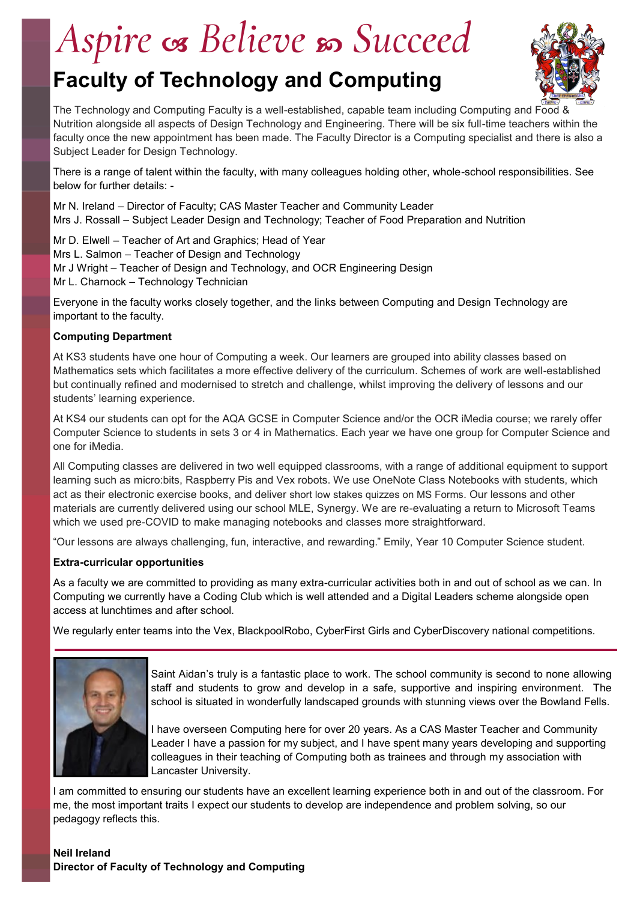# Aspire ∞ Believe ∞ Succeed

## Faculty of Technology and Computing

The Technology and Computing Faculty is a well-established, capable team including Computing and Food & Nutrition alongside all aspects of Design Technology and Engineering. There will be six full-time teachers within the faculty once the new appointment has been made. The Faculty Director is a Computing specialist and there is also a Subject Leader for Design Technology.

There is a range of talent within the faculty, with many colleagues holding other, whole-school responsibilities. See below for further details: -

Mr N. Ireland – Director of Faculty; CAS Master Teacher and Community Leader
Mrs J. Rossall – Subject Leader Design and Technology; Teacher of Food Preparation and Nutrition

Mr D. Elwell – Teacher of Art and Graphics; Head of Year
Mrs L. Salmon – Teacher of Design and Technology
Mr J Wright – Teacher of Design and Technology, and OCR Engineering Design
Mr L. Charnock – Technology Technician

Everyone in the faculty works closely together, and the links between Computing and Design Technology are important to the faculty.

**Computing Department**

At KS3 students have one hour of Computing a week. Our learners are grouped into ability classes based on Mathematics sets which facilitates a more effective delivery of the curriculum. Schemes of work are well-established but continually refined and modernised to stretch and challenge, whilst improving the delivery of lessons and our students' learning experience.

At KS4 our students can opt for the AQA GCSE in Computer Science and/or the OCR iMedia course; we rarely offer Computer Science to students in sets 3 or 4 in Mathematics. Each year we have one group for Computer Science and one for iMedia.

All Computing classes are delivered in two well equipped classrooms, with a range of additional equipment to support learning such as micro:bits, Raspberry Pis and Vex robots. We use OneNote Class Notebooks with students, which act as their electronic exercise books, and deliver short low stakes quizzes on MS Forms. Our lessons and other materials are currently delivered using our school MLE, Synergy. We are re-evaluating a return to Microsoft Teams which we used pre-COVID to make managing notebooks and classes more straightforward.

"Our lessons are always challenging, fun, interactive, and rewarding." Emily, Year 10 Computer Science student.

**Extra-curricular opportunities**

As a faculty we are committed to providing as many extra-curricular activities both in and out of school as we can. In Computing we currently have a Coding Club which is well attended and a Digital Leaders scheme alongside open access at lunchtimes and after school.

We regularly enter teams into the Vex, BlackpoolRobo, CyberFirst Girls and CyberDiscovery national competitions.

---

Saint Aidan's truly is a fantastic place to work. The school community is second to none allowing staff and students to grow and develop in a safe, supportive and inspiring environment. The school is situated in wonderfully landscaped grounds with stunning views over the Bowland Fells.

I have overseen Computing here for over 20 years. As a CAS Master Teacher and Community Leader I have a passion for my subject, and I have spent many years developing and supporting colleagues in their teaching of Computing both as trainees and through my association with Lancaster University.

I am committed to ensuring our students have an excellent learning experience both in and out of the classroom. For me, the most important traits I expect our students to develop are independence and problem solving, so our pedagogy reflects this.

**Neil Ireland**
**Director of Faculty of Technology and Computing**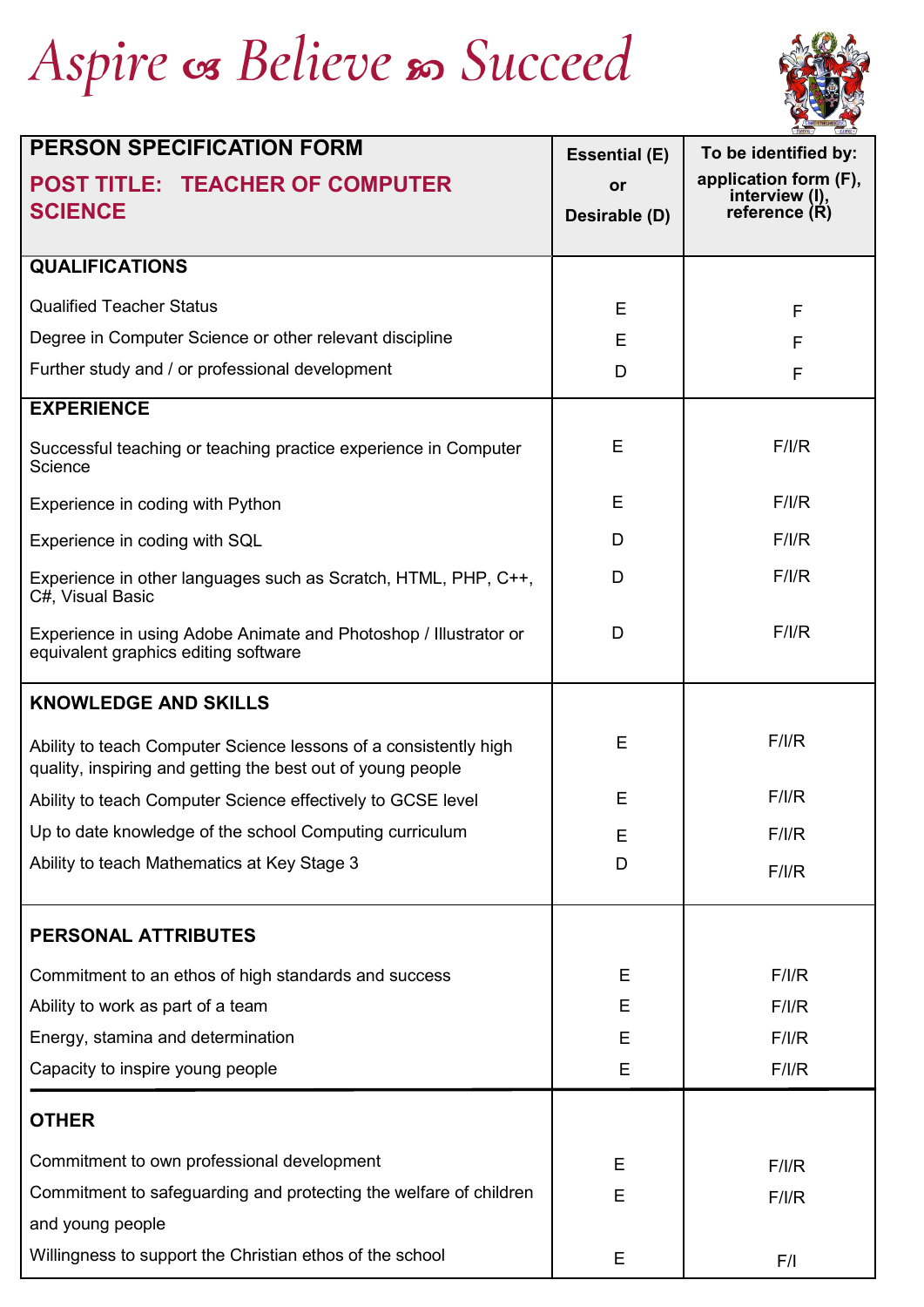# Aspire ∞ Believe ∞ Succeed

| PERSON SPECIFICATION FORM<br>**POST TITLE: TEACHER OF COMPUTER SCIENCE** | Essential (E) or Desirable (D) | To be identified by: application form (F), interview (I), reference (R) |
|---|---|---|
| **QUALIFICATIONS** | | |
| Qualified Teacher Status | E | F |
| Degree in Computer Science or other relevant discipline | E | F |
| Further study and / or professional development | D | F |
| **EXPERIENCE** | | |
| Successful teaching or teaching practice experience in Computer Science | E | F/I/R |
| Experience in coding with Python | E | F/I/R |
| Experience in coding with SQL | D | F/I/R |
| Experience in other languages such as Scratch, HTML, PHP, C++, C#, Visual Basic | D | F/I/R |
| Experience in using Adobe Animate and Photoshop / Illustrator or equivalent graphics editing software | D | F/I/R |
| **KNOWLEDGE AND SKILLS** | | |
| Ability to teach Computer Science lessons of a consistently high quality, inspiring and getting the best out of young people | E | F/I/R |
| Ability to teach Computer Science effectively to GCSE level | E | F/I/R |
| Up to date knowledge of the school Computing curriculum | E | F/I/R |
| Ability to teach Mathematics at Key Stage 3 | D | F/I/R |
| **PERSONAL ATTRIBUTES** | | |
| Commitment to an ethos of high standards and success | E | F/I/R |
| Ability to work as part of a team | E | F/I/R |
| Energy, stamina and determination | E | F/I/R |
| Capacity to inspire young people | E | F/I/R |
| **OTHER** | | |
| Commitment to own professional development | E | F/I/R |
| Commitment to safeguarding and protecting the welfare of children and young people | E | F/I/R |
| Willingness to support the Christian ethos of the school | E | F/I |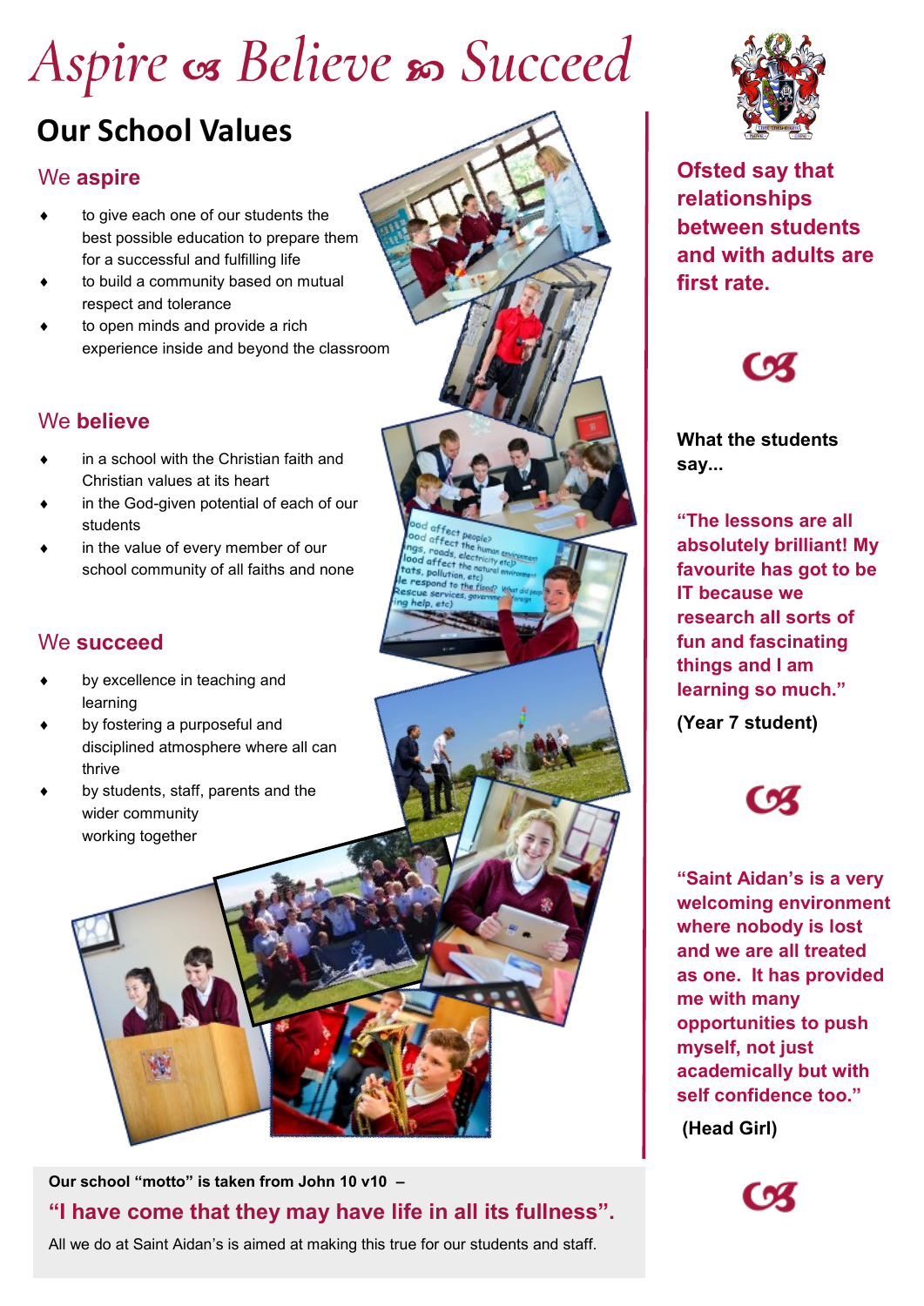# Aspire ~ Believe ~ Succeed

## Our School Values

### We **aspire**

- to give each one of our students the best possible education to prepare them for a successful and fulfilling life
- to build a community based on mutual respect and tolerance
- to open minds and provide a rich experience inside and beyond the classroom

### We **believe**

- in a school with the Christian faith and Christian values at its heart
- in the God-given potential of each of our students
- in the value of every member of our school community of all faiths and none

### We **succeed**

- by excellence in teaching and learning
- by fostering a purposeful and disciplined atmosphere where all can thrive
- by students, staff, parents and the wider community working together

**Our school "motto" is taken from John 10 v10 –**

**"I have come that they may have life in all its fullness".**

All we do at Saint Aidan's is aimed at making this true for our students and staff.

**Ofsted say that relationships between students and with adults are first rate.**

**What the students say...**

**"The lessons are all absolutely brilliant! My favourite has got to be IT because we research all sorts of fun and fascinating things and I am learning so much."**

**(Year 7 student)**

**"Saint Aidan's is a very welcoming environment where nobody is lost and we are all treated as one. It has provided me with many opportunities to push myself, not just academically but with self confidence too."**

**(Head Girl)**